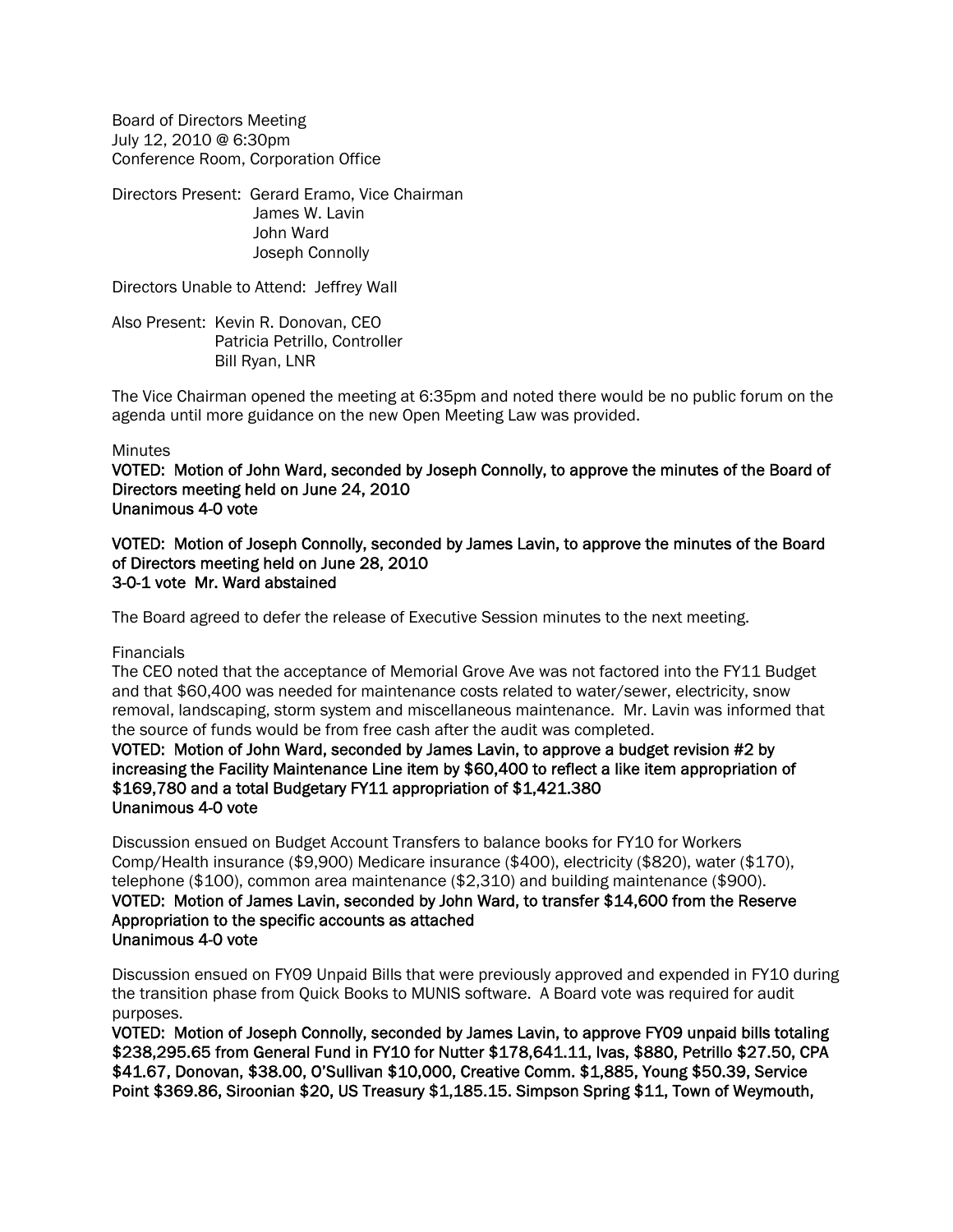Board of Directors Meeting
July 12, 2010 @ 6:30pm
Conference Room, Corporation Office

Directors Present: Gerard Eramo, Vice Chairman
James W. Lavin
John Ward
Joseph Connolly

Directors Unable to Attend: Jeffrey Wall

Also Present: Kevin R. Donovan, CEO
Patricia Petrillo, Controller
Bill Ryan, LNR

The Vice Chairman opened the meeting at 6:35pm and noted there would be no public forum on the agenda until more guidance on the new Open Meeting Law was provided.

Minutes

**VOTED: Motion of John Ward, seconded by Joseph Connolly, to approve the minutes of the Board of Directors meeting held on June 24, 2010**
**Unanimous 4-0 vote**

**VOTED: Motion of Joseph Connolly, seconded by James Lavin, to approve the minutes of the Board of Directors meeting held on June 28, 2010**
**3-0-1 vote Mr. Ward abstained**

The Board agreed to defer the release of Executive Session minutes to the next meeting.

Financials

The CEO noted that the acceptance of Memorial Grove Ave was not factored into the FY11 Budget and that $60,400 was needed for maintenance costs related to water/sewer, electricity, snow removal, landscaping, storm system and miscellaneous maintenance. Mr. Lavin was informed that the source of funds would be from free cash after the audit was completed.

**VOTED: Motion of John Ward, seconded by James Lavin, to approve a budget revision #2 by increasing the Facility Maintenance Line item by $60,400 to reflect a like item appropriation of $169,780 and a total Budgetary FY11 appropriation of $1,421.380**
**Unanimous 4-0 vote**

Discussion ensued on Budget Account Transfers to balance books for FY10 for Workers Comp/Health insurance ($9,900) Medicare insurance ($400), electricity ($820), water ($170), telephone ($100), common area maintenance ($2,310) and building maintenance ($900).

**VOTED: Motion of James Lavin, seconded by John Ward, to transfer $14,600 from the Reserve Appropriation to the specific accounts as attached**
**Unanimous 4-0 vote**

Discussion ensued on FY09 Unpaid Bills that were previously approved and expended in FY10 during the transition phase from Quick Books to MUNIS software. A Board vote was required for audit purposes.

**VOTED: Motion of Joseph Connolly, seconded by James Lavin, to approve FY09 unpaid bills totaling $238,295.65 from General Fund in FY10 for Nutter $178,641.11, Ivas, $880, Petrillo $27.50, CPA $41.67, Donovan, $38.00, O'Sullivan $10,000, Creative Comm. $1,885, Young $50.39, Service Point $369.86, Siroonian $20, US Treasury $1,185.15. Simpson Spring $11, Town of Weymouth,**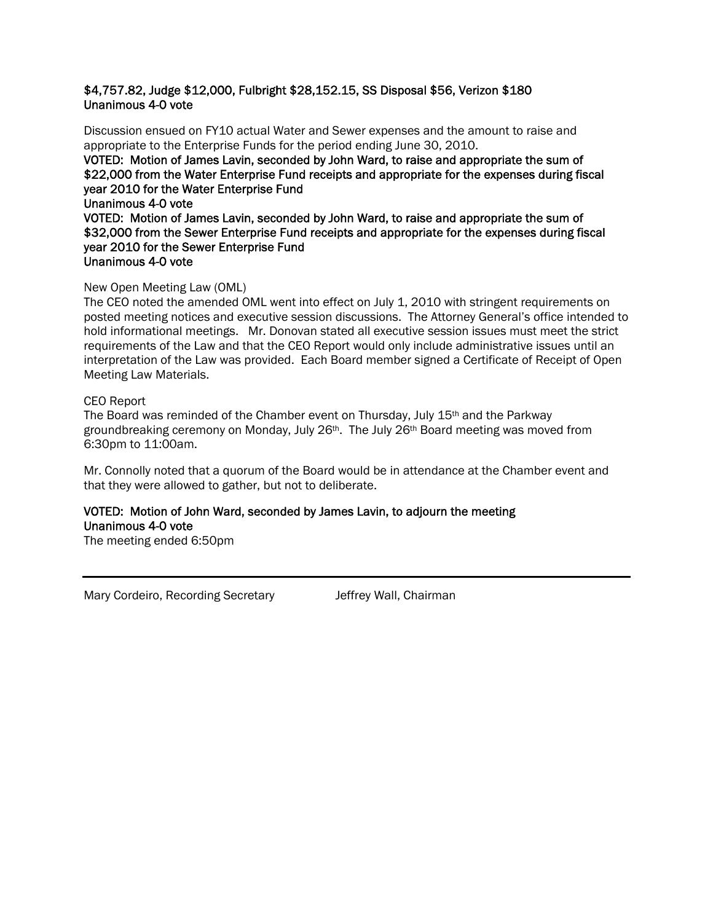**$4,757.82, Judge $12,000, Fulbright $28,152.15, SS Disposal $56, Verizon $180**
**Unanimous 4-0 vote**

Discussion ensued on FY10 actual Water and Sewer expenses and the amount to raise and appropriate to the Enterprise Funds for the period ending June 30, 2010.
**VOTED: Motion of James Lavin, seconded by John Ward, to raise and appropriate the sum of $22,000 from the Water Enterprise Fund receipts and appropriate for the expenses during fiscal year 2010 for the Water Enterprise Fund**
**Unanimous 4-0 vote**
**VOTED: Motion of James Lavin, seconded by John Ward, to raise and appropriate the sum of $32,000 from the Sewer Enterprise Fund receipts and appropriate for the expenses during fiscal year 2010 for the Sewer Enterprise Fund**
**Unanimous 4-0 vote**

New Open Meeting Law (OML)
The CEO noted the amended OML went into effect on July 1, 2010 with stringent requirements on posted meeting notices and executive session discussions. The Attorney General's office intended to hold informational meetings. Mr. Donovan stated all executive session issues must meet the strict requirements of the Law and that the CEO Report would only include administrative issues until an interpretation of the Law was provided. Each Board member signed a Certificate of Receipt of Open Meeting Law Materials.

CEO Report
The Board was reminded of the Chamber event on Thursday, July 15th and the Parkway groundbreaking ceremony on Monday, July 26th. The July 26th Board meeting was moved from 6:30pm to 11:00am.

Mr. Connolly noted that a quorum of the Board would be in attendance at the Chamber event and that they were allowed to gather, but not to deliberate.

**VOTED: Motion of John Ward, seconded by James Lavin, to adjourn the meeting**
**Unanimous 4-0 vote**
The meeting ended 6:50pm

---

Mary Cordeiro, Recording Secretary    Jeffrey Wall, Chairman